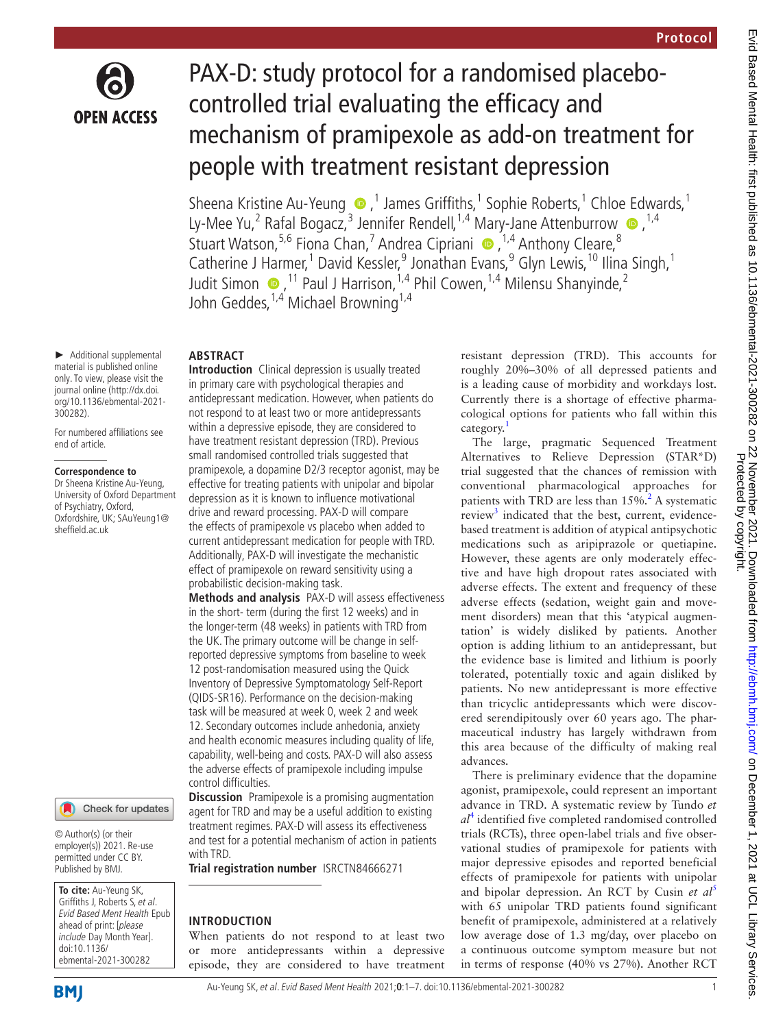Protocol

# PAX-D: study protocol for a randomised placebo-controlled trial evaluating the efficacy and mechanism of pramipexole as add-on treatment for people with treatment resistant depression

Sheena Kristine Au-Yeung,[1] James Griffiths,[1] Sophie Roberts,[1] Chloe Edwards,[1] Ly-Mee Yu,[2] Rafal Bogacz,[3] Jennifer Rendell,[1,4] Mary-Jane Attenburrow,[1,4] Stuart Watson,[5,6] Fiona Chan,[7] Andrea Cipriani,[1,4] Anthony Cleare,[8] Catherine J Harmer,[1] David Kessler,[9] Jonathan Evans,[9] Glyn Lewis,[10] Ilina Singh,[1] Judit Simon,[11] Paul J Harrison,[1,4] Phil Cowen,[1,4] Milensu Shanyinde,[2] John Geddes,[1,4] Michael Browning[1,4]

► Additional supplemental material is published online only. To view, please visit the journal online (http://dx.doi.org/10.1136/ebmental-2021-300282).

For numbered affiliations see end of article.

**Correspondence to**
Dr Sheena Kristine Au-Yeung, University of Oxford Department of Psychiatry, Oxford, Oxfordshire, UK; SAuYeung1@sheffield.ac.uk

© Author(s) (or their employer(s)) 2021. Re-use permitted under CC BY. Published by BMJ.

**To cite:** Au-Yeung SK, Griffiths J, Roberts S, *et al*. *Evid Based Ment Health* Epub ahead of print: [*please include* Day Month Year]. doi:10.1136/ebmental-2021-300282

## ABSTRACT

**Introduction** Clinical depression is usually treated in primary care with psychological therapies and antidepressant medication. However, when patients do not respond to at least two or more antidepressants within a depressive episode, they are considered to have treatment resistant depression (TRD). Previous small randomised controlled trials suggested that pramipexole, a dopamine D2/3 receptor agonist, may be effective for treating patients with unipolar and bipolar depression as it is known to influence motivational drive and reward processing. PAX-D will compare the effects of pramipexole vs placebo when added to current antidepressant medication for people with TRD. Additionally, PAX-D will investigate the mechanistic effect of pramipexole on reward sensitivity using a probabilistic decision-making task.

**Methods and analysis** PAX-D will assess effectiveness in the short- term (during the first 12 weeks) and in the longer-term (48 weeks) in patients with TRD from the UK. The primary outcome will be change in self-reported depressive symptoms from baseline to week 12 post-randomisation measured using the Quick Inventory of Depressive Symptomatology Self-Report (QIDS-SR16). Performance on the decision-making task will be measured at week 0, week 2 and week 12. Secondary outcomes include anhedonia, anxiety and health economic measures including quality of life, capability, well-being and costs. PAX-D will also assess the adverse effects of pramipexole including impulse control difficulties.

**Discussion** Pramipexole is a promising augmentation agent for TRD and may be a useful addition to existing treatment regimes. PAX-D will assess its effectiveness and test for a potential mechanism of action in patients with TRD.

**Trial registration number** ISRCTN84666271

## INTRODUCTION

When patients do not respond to at least two or more antidepressants within a depressive episode, they are considered to have treatment resistant depression (TRD). This accounts for roughly 20%–30% of all depressed patients and is a leading cause of morbidity and workdays lost. Currently there is a shortage of effective pharmacological options for patients who fall within this category.[1]

The large, pragmatic Sequenced Treatment Alternatives to Relieve Depression (STAR*D) trial suggested that the chances of remission with conventional pharmacological approaches for patients with TRD are less than 15%.[2] A systematic review[3] indicated that the best, current, evidence-based treatment is addition of atypical antipsychotic medications such as aripiprazole or quetiapine. However, these agents are only moderately effective and have high dropout rates associated with adverse effects. The extent and frequency of these adverse effects (sedation, weight gain and movement disorders) mean that this 'atypical augmentation' is widely disliked by patients. Another option is adding lithium to an antidepressant, but the evidence base is limited and lithium is poorly tolerated, potentially toxic and again disliked by patients. No new antidepressant is more effective than tricyclic antidepressants which were discovered serendipitously over 60 years ago. The pharmaceutical industry has largely withdrawn from this area because of the difficulty of making real advances.

There is preliminary evidence that the dopamine agonist, pramipexole, could represent an important advance in TRD. A systematic review by Tundo *et al*[4] identified five completed randomised controlled trials (RCTs), three open-label trials and five observational studies of pramipexole for patients with major depressive episodes and reported beneficial effects of pramipexole for patients with unipolar and bipolar depression. An RCT by Cusin *et al*[5] with 65 unipolar TRD patients found significant benefit of pramipexole, administered at a relatively low average dose of 1.3 mg/day, over placebo on a continuous outcome symptom measure but not in terms of response (40% vs 27%). Another RCT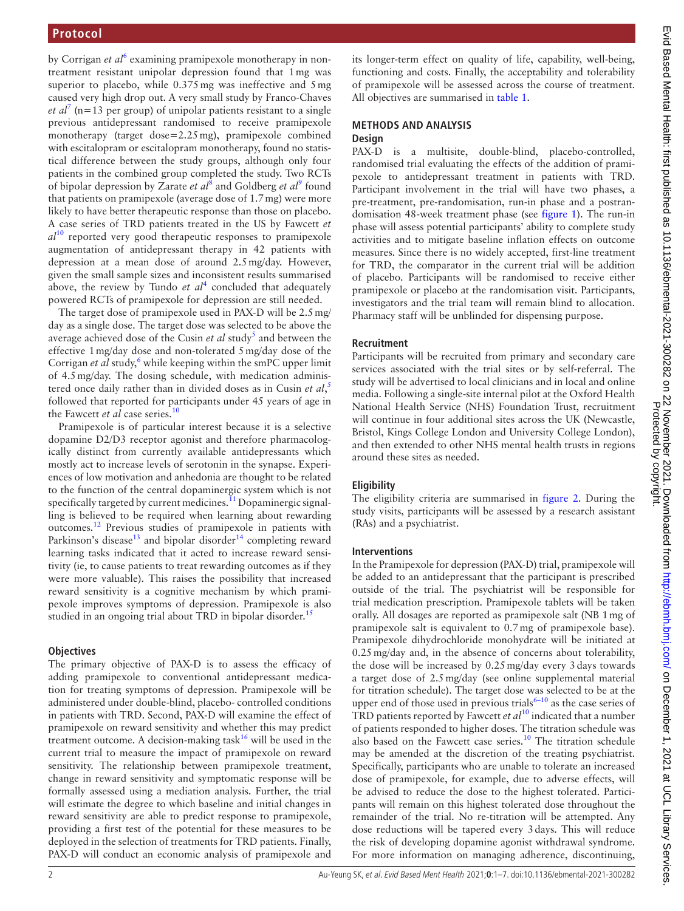by Corrigan *et al*[6] examining pramipexole monotherapy in non-treatment resistant unipolar depression found that 1 mg was superior to placebo, while 0.375 mg was ineffective and 5 mg caused very high drop out. A very small study by Franco-Chaves *et al*[7] (n=13 per group) of unipolar patients resistant to a single previous antidepressant randomised to receive pramipexole monotherapy (target dose=2.25 mg), pramipexole combined with escitalopram or escitalopram monotherapy, found no statistical difference between the study groups, although only four patients in the combined group completed the study. Two RCTs of bipolar depression by Zarate *et al*[8] and Goldberg *et al*[9] found that patients on pramipexole (average dose of 1.7 mg) were more likely to have better therapeutic response than those on placebo. A case series of TRD patients treated in the US by Fawcett *et al*[10] reported very good therapeutic responses to pramipexole augmentation of antidepressant therapy in 42 patients with depression at a mean dose of around 2.5 mg/day. However, given the small sample sizes and inconsistent results summarised above, the review by Tundo *et al*[4] concluded that adequately powered RCTs of pramipexole for depression are still needed.

The target dose of pramipexole used in PAX-D will be 2.5 mg/day as a single dose. The target dose was selected to be above the average achieved dose of the Cusin *et al* study[5] and between the effective 1 mg/day dose and non-tolerated 5 mg/day dose of the Corrigan *et al* study,[6] while keeping within the smPC upper limit of 4.5 mg/day. The dosing schedule, with medication administered once daily rather than in divided doses as in Cusin *et al*,[5] followed that reported for participants under 45 years of age in the Fawcett *et al* case series.[10]

Pramipexole is of particular interest because it is a selective dopamine D2/D3 receptor agonist and therefore pharmacologically distinct from currently available antidepressants which mostly act to increase levels of serotonin in the synapse. Experiences of low motivation and anhedonia are thought to be related to the function of the central dopaminergic system which is not specifically targeted by current medicines.[11] Dopaminergic signalling is believed to be required when learning about rewarding outcomes.[12] Previous studies of pramipexole in patients with Parkinson's disease[13] and bipolar disorder[14] completing reward learning tasks indicated that it acted to increase reward sensitivity (ie, to cause patients to treat rewarding outcomes as if they were more valuable). This raises the possibility that increased reward sensitivity is a cognitive mechanism by which pramipexole improves symptoms of depression. Pramipexole is also studied in an ongoing trial about TRD in bipolar disorder.[15]

### Objectives

The primary objective of PAX-D is to assess the efficacy of adding pramipexole to conventional antidepressant medication for treating symptoms of depression. Pramipexole will be administered under double-blind, placebo- controlled conditions in patients with TRD. Second, PAX-D will examine the effect of pramipexole on reward sensitivity and whether this may predict treatment outcome. A decision-making task[16] will be used in the current trial to measure the impact of pramipexole on reward sensitivity. The relationship between pramipexole treatment, change in reward sensitivity and symptomatic response will be formally assessed using a mediation analysis. Further, the trial will estimate the degree to which baseline and initial changes in reward sensitivity are able to predict response to pramipexole, providing a first test of the potential for these measures to be deployed in the selection of treatments for TRD patients. Finally, PAX-D will conduct an economic analysis of pramipexole and its longer-term effect on quality of life, capability, well-being, functioning and costs. Finally, the acceptability and tolerability of pramipexole will be assessed across the course of treatment. All objectives are summarised in table 1.

## METHODS AND ANALYSIS

### Design

PAX-D is a multisite, double-blind, placebo-controlled, randomised trial evaluating the effects of the addition of pramipexole to antidepressant treatment in patients with TRD. Participant involvement in the trial will have two phases, a pre-treatment, pre-randomisation, run-in phase and a postrandomisation 48-week treatment phase (see figure 1). The run-in phase will assess potential participants' ability to complete study activities and to mitigate baseline inflation effects on outcome measures. Since there is no widely accepted, first-line treatment for TRD, the comparator in the current trial will be addition of placebo. Participants will be randomised to receive either pramipexole or placebo at the randomisation visit. Participants, investigators and the trial team will remain blind to allocation. Pharmacy staff will be unblinded for dispensing purpose.

### Recruitment

Participants will be recruited from primary and secondary care services associated with the trial sites or by self-referral. The study will be advertised to local clinicians and in local and online media. Following a single-site internal pilot at the Oxford Health National Health Service (NHS) Foundation Trust, recruitment will continue in four additional sites across the UK (Newcastle, Bristol, Kings College London and University College London), and then extended to other NHS mental health trusts in regions around these sites as needed.

### Eligibility

The eligibility criteria are summarised in figure 2. During the study visits, participants will be assessed by a research assistant (RAs) and a psychiatrist.

### Interventions

In the Pramipexole for depression (PAX-D) trial, pramipexole will be added to an antidepressant that the participant is prescribed outside of the trial. The psychiatrist will be responsible for trial medication prescription. Pramipexole tablets will be taken orally. All dosages are reported as pramipexole salt (NB 1 mg of pramipexole salt is equivalent to 0.7 mg of pramipexole base). Pramipexole dihydrochloride monohydrate will be initiated at 0.25 mg/day and, in the absence of concerns about tolerability, the dose will be increased by 0.25 mg/day every 3 days towards a target dose of 2.5 mg/day (see online supplemental material for titration schedule). The target dose was selected to be at the upper end of those used in previous trials[6–10] as the case series of TRD patients reported by Fawcett *et al*[10] indicated that a number of patients responded to higher doses. The titration schedule was also based on the Fawcett case series.[10] The titration schedule may be amended at the discretion of the treating psychiatrist. Specifically, participants who are unable to tolerate an increased dose of pramipexole, for example, due to adverse effects, will be advised to reduce the dose to the highest tolerated. Participants will remain on this highest tolerated dose throughout the remainder of the trial. No re-titration will be attempted. Any dose reductions will be tapered every 3 days. This will reduce the risk of developing dopamine agonist withdrawal syndrome. For more information on managing adherence, discontinuing,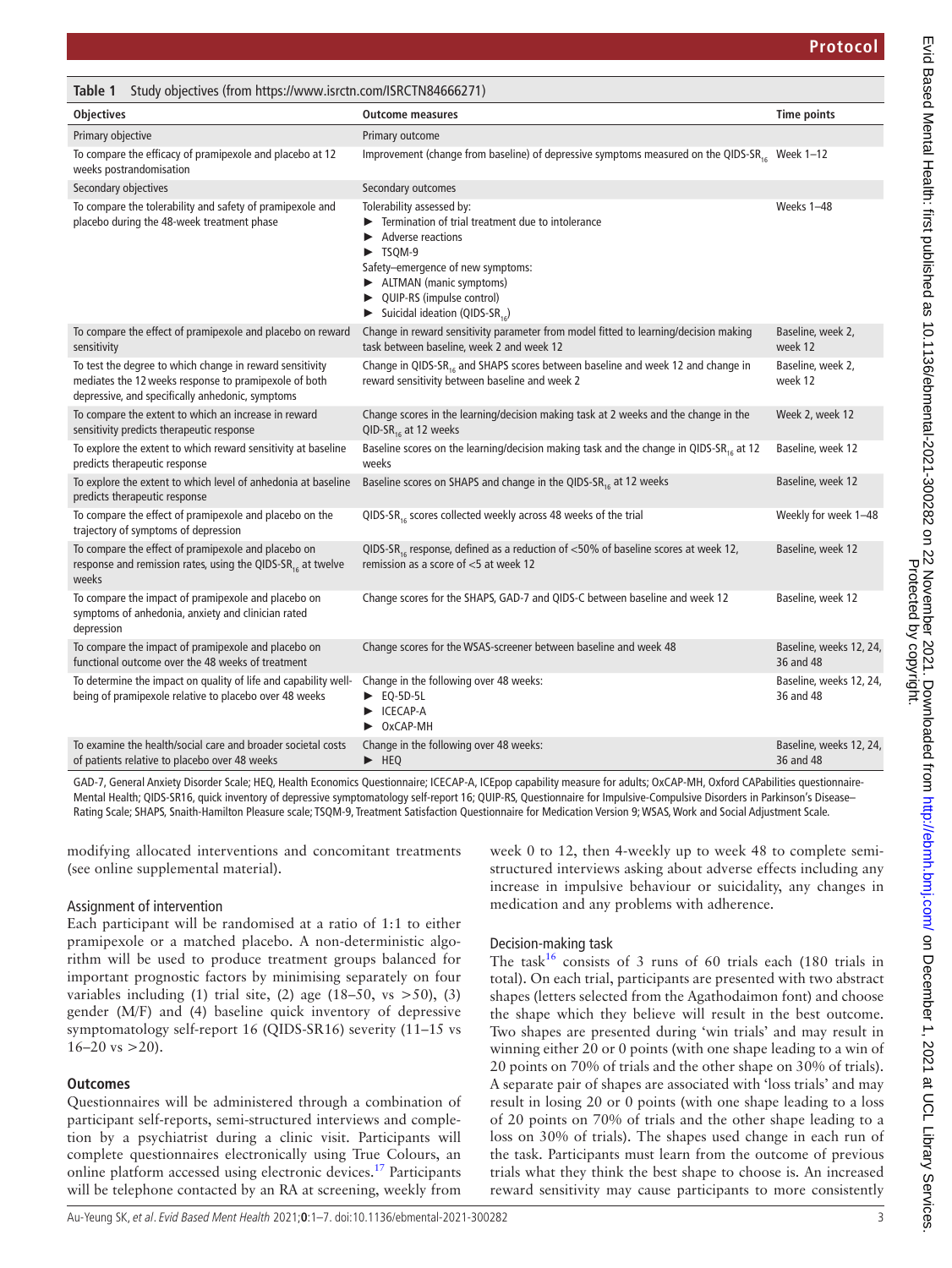**Table 1** Study objectives (from https://www.isrctn.com/ISRCTN84666271)

| Objectives | Outcome measures | Time points |
|---|---|---|
| Primary objective | Primary outcome | |
| To compare the efficacy of pramipexole and placebo at 12 weeks postrandomisation | Improvement (change from baseline) of depressive symptoms measured on the QIDS-$SR_{16}$ | Week 1–12 |
| Secondary objectives | Secondary outcomes | |
| To compare the tolerability and safety of pramipexole and placebo during the 48-week treatment phase | Tolerability assessed by:<br>► Termination of trial treatment due to intolerance<br>► Adverse reactions<br>► TSQM-9<br>Safety–emergence of new symptoms:<br>► ALTMAN (manic symptoms)<br>► QUIP-RS (impulse control)<br>► Suicidal ideation (QIDS-$SR_{16}$) | Weeks 1–48 |
| To compare the effect of pramipexole and placebo on reward sensitivity | Change in reward sensitivity parameter from model fitted to learning/decision making task between baseline, week 2 and week 12 | Baseline, week 2, week 12 |
| To test the degree to which change in reward sensitivity mediates the 12 weeks response to pramipexole of both depressive, and specifically anhedonic, symptoms | Change in QIDS-$SR_{16}$ and SHAPS scores between baseline and week 12 and change in reward sensitivity between baseline and week 2 | Baseline, week 2, week 12 |
| To compare the extent to which an increase in reward sensitivity predicts therapeutic response | Change scores in the learning/decision making task at 2 weeks and the change in the QID-$SR_{16}$ at 12 weeks | Week 2, week 12 |
| To explore the extent to which reward sensitivity at baseline predicts therapeutic response | Baseline scores on the learning/decision making task and the change in QIDS-$SR_{16}$ at 12 weeks | Baseline, week 12 |
| To explore the extent to which level of anhedonia at baseline predicts therapeutic response | Baseline scores on SHAPS and change in the QIDS-$SR_{16}$ at 12 weeks | Baseline, week 12 |
| To compare the effect of pramipexole and placebo on the trajectory of symptoms of depression | QIDS-$SR_{16}$ scores collected weekly across 48 weeks of the trial | Weekly for week 1–48 |
| To compare the effect of pramipexole and placebo on response and remission rates, using the QIDS-$SR_{16}$ at twelve weeks | QIDS-$SR_{16}$ response, defined as a reduction of <50% of baseline scores at week 12, remission as a score of <5 at week 12 | Baseline, week 12 |
| To compare the impact of pramipexole and placebo on symptoms of anhedonia, anxiety and clinician rated depression | Change scores for the SHAPS, GAD-7 and QIDS-C between baseline and week 12 | Baseline, week 12 |
| To compare the impact of pramipexole and placebo on functional outcome over the 48 weeks of treatment | Change scores for the WSAS-screener between baseline and week 48 | Baseline, weeks 12, 24, 36 and 48 |
| To determine the impact on quality of life and capability well-being of pramipexole relative to placebo over 48 weeks | Change in the following over 48 weeks:<br>► EQ-5D-5L<br>► ICECAP-A<br>► OxCAP-MH | Baseline, weeks 12, 24, 36 and 48 |
| To examine the health/social care and broader societal costs of patients relative to placebo over 48 weeks | Change in the following over 48 weeks:<br>► HEQ | Baseline, weeks 12, 24, 36 and 48 |

GAD-7, General Anxiety Disorder Scale; HEQ, Health Economics Questionnaire; ICECAP-A, ICEpop capability measure for adults; OxCAP-MH, Oxford CAPabilities questionnaire-Mental Health; QIDS-SR16, quick inventory of depressive symptomatology self-report 16; QUIP-RS, Questionnaire for Impulsive-Compulsive Disorders in Parkinson's Disease–Rating Scale; SHAPS, Snaith-Hamilton Pleasure scale; TSQM-9, Treatment Satisfaction Questionnaire for Medication Version 9; WSAS, Work and Social Adjustment Scale.

modifying allocated interventions and concomitant treatments (see online supplemental material).

### Assignment of intervention

Each participant will be randomised at a ratio of 1:1 to either pramipexole or a matched placebo. A non-deterministic algorithm will be used to produce treatment groups balanced for important prognostic factors by minimising separately on four variables including (1) trial site, (2) age (18–50, vs >50), (3) gender (M/F) and (4) baseline quick inventory of depressive symptomatology self-report 16 (QIDS-SR16) severity (11–15 vs 16–20 vs >20).

### Outcomes

Questionnaires will be administered through a combination of participant self-reports, semi-structured interviews and completion by a psychiatrist during a clinic visit. Participants will complete questionnaires electronically using True Colours, an online platform accessed using electronic devices.[17] Participants will be telephone contacted by an RA at screening, weekly from week 0 to 12, then 4-weekly up to week 48 to complete semi-structured interviews asking about adverse effects including any increase in impulsive behaviour or suicidality, any changes in medication and any problems with adherence.

### Decision-making task

The task[16] consists of 3 runs of 60 trials each (180 trials in total). On each trial, participants are presented with two abstract shapes (letters selected from the Agathodaimon font) and choose the shape which they believe will result in the best outcome. Two shapes are presented during 'win trials' and may result in winning either 20 or 0 points (with one shape leading to a win of 20 points on 70% of trials and the other shape on 30% of trials). A separate pair of shapes are associated with 'loss trials' and may result in losing 20 or 0 points (with one shape leading to a loss of 20 points on 70% of trials and the other shape leading to a loss on 30% of trials). The shapes used change in each run of the task. Participants must learn from the outcome of previous trials what they think the best shape to choose is. An increased reward sensitivity may cause participants to more consistently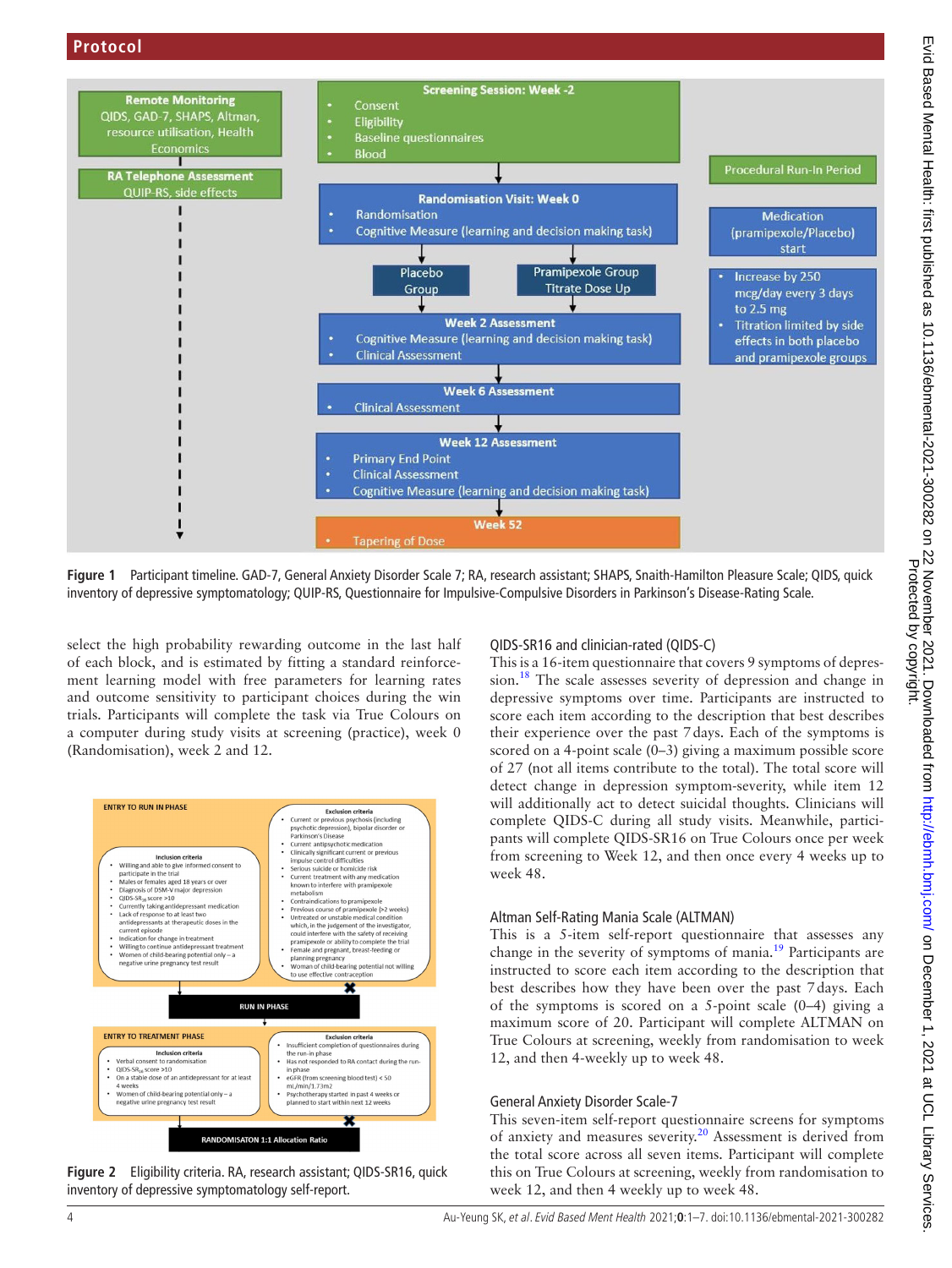Figure 1 Participant timeline. GAD-7, General Anxiety Disorder Scale 7; RA, research assistant; SHAPS, Snaith-Hamilton Pleasure Scale; QIDS, quick inventory of depressive symptomatology; QUIP-RS, Questionnaire for Impulsive-Compulsive Disorders in Parkinson's Disease-Rating Scale.

select the high probability rewarding outcome in the last half of each block, and is estimated by fitting a standard reinforcement learning model with free parameters for learning rates and outcome sensitivity to participant choices during the win trials. Participants will complete the task via True Colours on a computer during study visits at screening (practice), week 0 (Randomisation), week 2 and 12.

Figure 2 Eligibility criteria. RA, research assistant; QIDS-SR16, quick inventory of depressive symptomatology self-report.

### QIDS-SR16 and clinician-rated (QIDS-C)

This is a 16-item questionnaire that covers 9 symptoms of depression.[18] The scale assesses severity of depression and change in depressive symptoms over time. Participants are instructed to score each item according to the description that best describes their experience over the past 7 days. Each of the symptoms is scored on a 4-point scale (0–3) giving a maximum possible score of 27 (not all items contribute to the total). The total score will detect change in depression symptom-severity, while item 12 will additionally act to detect suicidal thoughts. Clinicians will complete QIDS-C during all study visits. Meanwhile, participants will complete QIDS-SR16 on True Colours once per week from screening to Week 12, and then once every 4 weeks up to week 48.

### Altman Self-Rating Mania Scale (ALTMAN)

This is a 5-item self-report questionnaire that assesses any change in the severity of symptoms of mania.[19] Participants are instructed to score each item according to the description that best describes how they have been over the past 7 days. Each of the symptoms is scored on a 5-point scale (0–4) giving a maximum score of 20. Participant will complete ALTMAN on True Colours at screening, weekly from randomisation to week 12, and then 4-weekly up to week 48.

### General Anxiety Disorder Scale-7

This seven-item self-report questionnaire screens for symptoms of anxiety and measures severity.[20] Assessment is derived from the total score across all seven items. Participant will complete this on True Colours at screening, weekly from randomisation to week 12, and then 4 weekly up to week 48.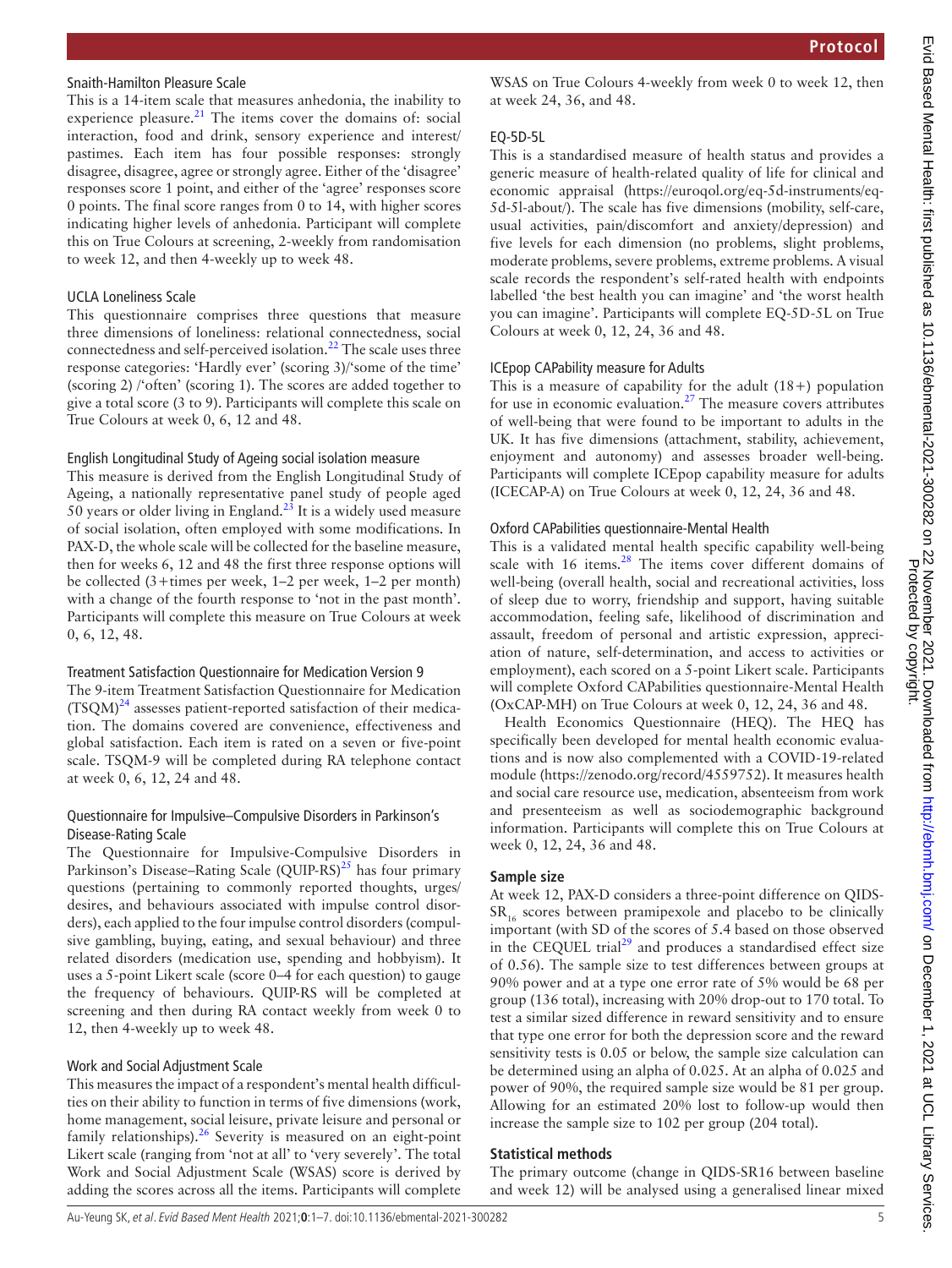### Snaith-Hamilton Pleasure Scale

This is a 14-item scale that measures anhedonia, the inability to experience pleasure.[21] The items cover the domains of: social interaction, food and drink, sensory experience and interest/pastimes. Each item has four possible responses: strongly disagree, disagree, agree or strongly agree. Either of the 'disagree' responses score 1 point, and either of the 'agree' responses score 0 points. The final score ranges from 0 to 14, with higher scores indicating higher levels of anhedonia. Participant will complete this on True Colours at screening, 2-weekly from randomisation to week 12, and then 4-weekly up to week 48.

### UCLA Loneliness Scale

This questionnaire comprises three questions that measure three dimensions of loneliness: relational connectedness, social connectedness and self-perceived isolation.[22] The scale uses three response categories: 'Hardly ever' (scoring 3)/'some of the time' (scoring 2) /'often' (scoring 1). The scores are added together to give a total score (3 to 9). Participants will complete this scale on True Colours at week 0, 6, 12 and 48.

### English Longitudinal Study of Ageing social isolation measure

This measure is derived from the English Longitudinal Study of Ageing, a nationally representative panel study of people aged 50 years or older living in England.[23] It is a widely used measure of social isolation, often employed with some modifications. In PAX-D, the whole scale will be collected for the baseline measure, then for weeks 6, 12 and 48 the first three response options will be collected (3+times per week, 1–2 per week, 1–2 per month) with a change of the fourth response to 'not in the past month'. Participants will complete this measure on True Colours at week 0, 6, 12, 48.

### Treatment Satisfaction Questionnaire for Medication Version 9

The 9-item Treatment Satisfaction Questionnaire for Medication (TSQM)[24] assesses patient-reported satisfaction of their medication. The domains covered are convenience, effectiveness and global satisfaction. Each item is rated on a seven or five-point scale. TSQM-9 will be completed during RA telephone contact at week 0, 6, 12, 24 and 48.

### Questionnaire for Impulsive–Compulsive Disorders in Parkinson's Disease-Rating Scale

The Questionnaire for Impulsive-Compulsive Disorders in Parkinson's Disease–Rating Scale (QUIP-RS)[25] has four primary questions (pertaining to commonly reported thoughts, urges/desires, and behaviours associated with impulse control disorders), each applied to the four impulse control disorders (compulsive gambling, buying, eating, and sexual behaviour) and three related disorders (medication use, spending and hobbyism). It uses a 5-point Likert scale (score 0–4 for each question) to gauge the frequency of behaviours. QUIP-RS will be completed at screening and then during RA contact weekly from week 0 to 12, then 4-weekly up to week 48.

### Work and Social Adjustment Scale

This measures the impact of a respondent's mental health difficulties on their ability to function in terms of five dimensions (work, home management, social leisure, private leisure and personal or family relationships).[26] Severity is measured on an eight-point Likert scale (ranging from 'not at all' to 'very severely'. The total Work and Social Adjustment Scale (WSAS) score is derived by adding the scores across all the items. Participants will complete WSAS on True Colours 4-weekly from week 0 to week 12, then at week 24, 36, and 48.

### EQ-5D-5L

This is a standardised measure of health status and provides a generic measure of health-related quality of life for clinical and economic appraisal (https://euroqol.org/eq-5d-instruments/eq-5d-5l-about/). The scale has five dimensions (mobility, self-care, usual activities, pain/discomfort and anxiety/depression) and five levels for each dimension (no problems, slight problems, moderate problems, severe problems, extreme problems. A visual scale records the respondent's self-rated health with endpoints labelled 'the best health you can imagine' and 'the worst health you can imagine'. Participants will complete EQ-5D-5L on True Colours at week 0, 12, 24, 36 and 48.

### ICEpop CAPability measure for Adults

This is a measure of capability for the adult (18+) population for use in economic evaluation.[27] The measure covers attributes of well-being that were found to be important to adults in the UK. It has five dimensions (attachment, stability, achievement, enjoyment and autonomy) and assesses broader well-being. Participants will complete ICEpop capability measure for adults (ICECAP-A) on True Colours at week 0, 12, 24, 36 and 48.

### Oxford CAPabilities questionnaire-Mental Health

This is a validated mental health specific capability well-being scale with 16 items.[28] The items cover different domains of well-being (overall health, social and recreational activities, loss of sleep due to worry, friendship and support, having suitable accommodation, feeling safe, likelihood of discrimination and assault, freedom of personal and artistic expression, appreciation of nature, self-determination, and access to activities or employment), each scored on a 5-point Likert scale. Participants will complete Oxford CAPabilities questionnaire-Mental Health (OxCAP-MH) on True Colours at week 0, 12, 24, 36 and 48.

Health Economics Questionnaire (HEQ). The HEQ has specifically been developed for mental health economic evaluations and is now also complemented with a COVID-19-related module (https://zenodo.org/record/4559752). It measures health and social care resource use, medication, absenteeism from work and presenteeism as well as sociodemographic background information. Participants will complete this on True Colours at week 0, 12, 24, 36 and 48.

## Sample size

At week 12, PAX-D considers a three-point difference on QIDS-$SR_{16}$ scores between pramipexole and placebo to be clinically important (with SD of the scores of 5.4 based on those observed in the CEQUEL trial[29] and produces a standardised effect size of 0.56). The sample size to test differences between groups at 90% power and at a type one error rate of 5% would be 68 per group (136 total), increasing with 20% drop-out to 170 total. To test a similar sized difference in reward sensitivity and to ensure that type one error for both the depression score and the reward sensitivity tests is 0.05 or below, the sample size calculation can be determined using an alpha of 0.025. At an alpha of 0.025 and power of 90%, the required sample size would be 81 per group. Allowing for an estimated 20% lost to follow-up would then increase the sample size to 102 per group (204 total).

## Statistical methods

The primary outcome (change in QIDS-SR16 between baseline and week 12) will be analysed using a generalised linear mixed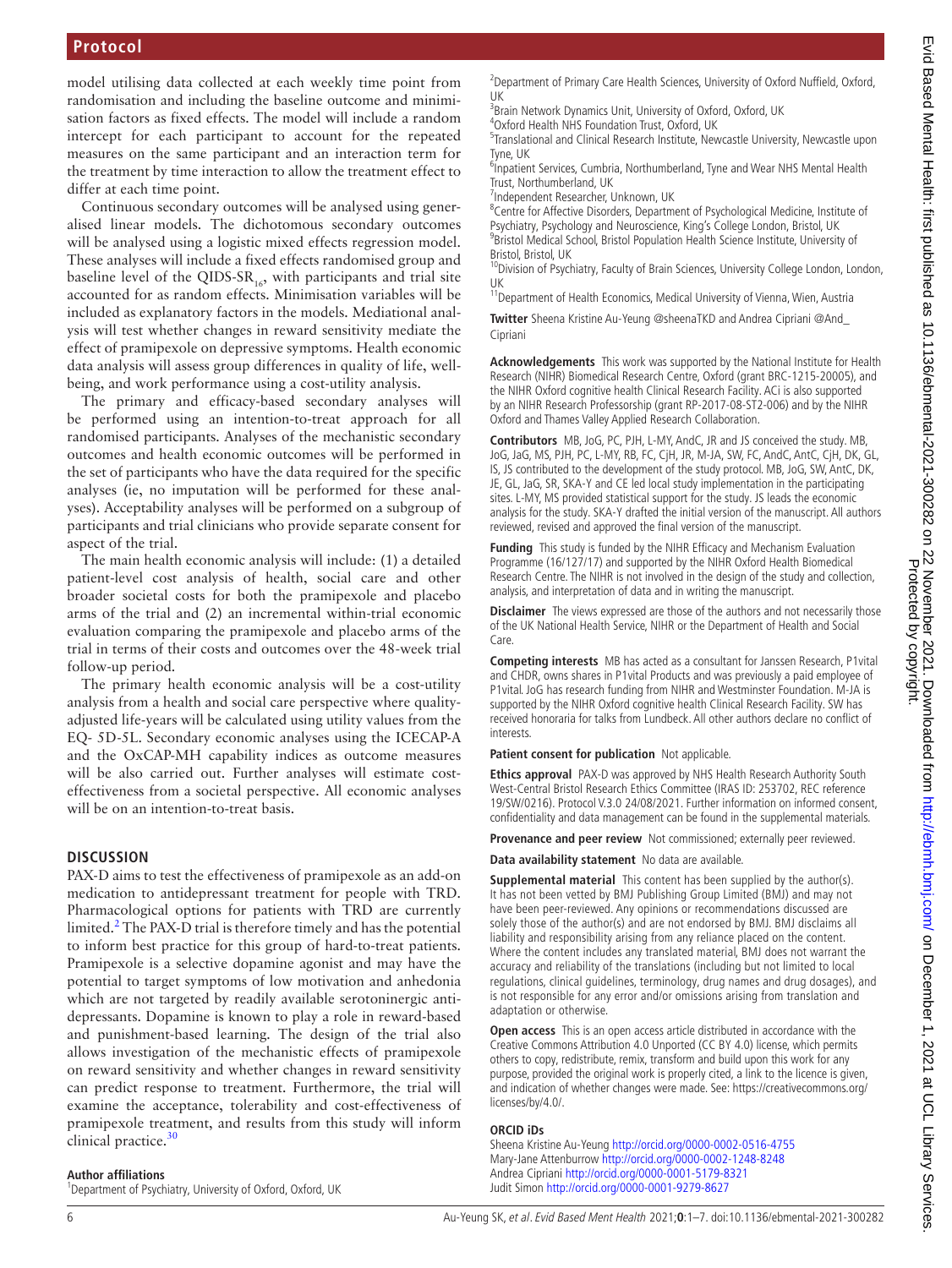model utilising data collected at each weekly time point from randomisation and including the baseline outcome and minimisation factors as fixed effects. The model will include a random intercept for each participant to account for the repeated measures on the same participant and an interaction term for the treatment by time interaction to allow the treatment effect to differ at each time point.

Continuous secondary outcomes will be analysed using generalised linear models. The dichotomous secondary outcomes will be analysed using a logistic mixed effects regression model. These analyses will include a fixed effects randomised group and baseline level of the $\text{QIDS-SR}_{16}$, with participants and trial site accounted for as random effects. Minimisation variables will be included as explanatory factors in the models. Mediational analysis will test whether changes in reward sensitivity mediate the effect of pramipexole on depressive symptoms. Health economic data analysis will assess group differences in quality of life, wellbeing, and work performance using a cost-utility analysis.

The primary and efficacy-based secondary analyses will be performed using an intention-to-treat approach for all randomised participants. Analyses of the mechanistic secondary outcomes and health economic outcomes will be performed in the set of participants who have the data required for the specific analyses (ie, no imputation will be performed for these analyses). Acceptability analyses will be performed on a subgroup of participants and trial clinicians who provide separate consent for aspect of the trial.

The main health economic analysis will include: (1) a detailed patient-level cost analysis of health, social care and other broader societal costs for both the pramipexole and placebo arms of the trial and (2) an incremental within-trial economic evaluation comparing the pramipexole and placebo arms of the trial in terms of their costs and outcomes over the 48-week trial follow-up period.

The primary health economic analysis will be a cost-utility analysis from a health and social care perspective where quality-adjusted life-years will be calculated using utility values from the EQ- 5D-5L. Secondary economic analyses using the ICECAP-A and the OxCAP-MH capability indices as outcome measures will be also carried out. Further analyses will estimate cost-effectiveness from a societal perspective. All economic analyses will be on an intention-to-treat basis.

## DISCUSSION

PAX-D aims to test the effectiveness of pramipexole as an add-on medication to antidepressant treatment for people with TRD. Pharmacological options for patients with TRD are currently limited.[2] The PAX-D trial is therefore timely and has the potential to inform best practice for this group of hard-to-treat patients. Pramipexole is a selective dopamine agonist and may have the potential to target symptoms of low motivation and anhedonia which are not targeted by readily available serotoninergic antidepressants. Dopamine is known to play a role in reward-based and punishment-based learning. The design of the trial also allows investigation of the mechanistic effects of pramipexole on reward sensitivity and whether changes in reward sensitivity can predict response to treatment. Furthermore, the trial will examine the acceptance, tolerability and cost-effectiveness of pramipexole treatment, and results from this study will inform clinical practice.[30]

**Author affiliations**

[1]Department of Psychiatry, University of Oxford, Oxford, UK
[2]Department of Primary Care Health Sciences, University of Oxford Nuffield, Oxford, UK
[3]Brain Network Dynamics Unit, University of Oxford, Oxford, UK
[4]Oxford Health NHS Foundation Trust, Oxford, UK
[5]Translational and Clinical Research Institute, Newcastle University, Newcastle upon Tyne, UK
[6]Inpatient Services, Cumbria, Northumberland, Tyne and Wear NHS Mental Health Trust, Northumberland, UK
[7]Independent Researcher, Unknown, UK
[8]Centre for Affective Disorders, Department of Psychological Medicine, Institute of Psychiatry, Psychology and Neuroscience, King's College London, Bristol, UK
[9]Bristol Medical School, Bristol Population Health Science Institute, University of Bristol, Bristol, UK
[10]Division of Psychiatry, Faculty of Brain Sciences, University College London, London, UK
[11]Department of Health Economics, Medical University of Vienna, Wien, Austria

**Twitter** Sheena Kristine Au-Yeung @sheenaTKD and Andrea Cipriani @And_Cipriani

**Acknowledgements** This work was supported by the National Institute for Health Research (NIHR) Biomedical Research Centre, Oxford (grant BRC-1215-20005), and the NIHR Oxford cognitive health Clinical Research Facility. ACi is also supported by an NIHR Research Professorship (grant RP-2017-08-ST2-006) and by the NIHR Oxford and Thames Valley Applied Research Collaboration.

**Contributors** MB, JoG, PC, PJH, L-MY, AndC, JR and JS conceived the study. MB, JoG, JaG, MS, PJH, PC, L-MY, RB, FC, CjH, JR, M-JA, SW, FC, AndC, AntC, CjH, DK, GL, IS, JS contributed to the development of the study protocol. MB, JoG, SW, AntC, DK, JE, GL, JaG, SR, SKA-Y and CE led local study implementation in the participating sites. L-MY, MS provided statistical support for the study. JS leads the economic analysis for the study. SKA-Y drafted the initial version of the manuscript. All authors reviewed, revised and approved the final version of the manuscript.

**Funding** This study is funded by the NIHR Efficacy and Mechanism Evaluation Programme (16/127/17) and supported by the NIHR Oxford Health Biomedical Research Centre. The NIHR is not involved in the design of the study and collection, analysis, and interpretation of data and in writing the manuscript.

**Disclaimer** The views expressed are those of the authors and not necessarily those of the UK National Health Service, NIHR or the Department of Health and Social Care.

**Competing interests** MB has acted as a consultant for Janssen Research, P1vital and CHDR, owns shares in P1vital Products and was previously a paid employee of P1vital. JoG has research funding from NIHR and Westminster Foundation. M-JA is supported by the NIHR Oxford cognitive health Clinical Research Facility. SW has received honoraria for talks from Lundbeck. All other authors declare no conflict of interests.

**Patient consent for publication** Not applicable.

**Ethics approval** PAX-D was approved by NHS Health Research Authority South West-Central Bristol Research Ethics Committee (IRAS ID: 253702, REC reference 19/SW/0216). Protocol V.3.0 24/08/2021. Further information on informed consent, confidentiality and data management can be found in the supplemental materials.

**Provenance and peer review** Not commissioned; externally peer reviewed.

**Data availability statement** No data are available.

**Supplemental material** This content has been supplied by the author(s). It has not been vetted by BMJ Publishing Group Limited (BMJ) and may not have been peer-reviewed. Any opinions or recommendations discussed are solely those of the author(s) and are not endorsed by BMJ. BMJ disclaims all liability and responsibility arising from any reliance placed on the content. Where the content includes any translated material, BMJ does not warrant the accuracy and reliability of the translations (including but not limited to local regulations, clinical guidelines, terminology, drug names and drug dosages), and is not responsible for any error and/or omissions arising from translation and adaptation or otherwise.

**Open access** This is an open access article distributed in accordance with the Creative Commons Attribution 4.0 Unported (CC BY 4.0) license, which permits others to copy, redistribute, remix, transform and build upon this work for any purpose, provided the original work is properly cited, a link to the licence is given, and indication of whether changes were made. See: https://creativecommons.org/licenses/by/4.0/.

**ORCID iDs**

Sheena Kristine Au-Yeung http://orcid.org/0000-0002-0516-4755
Mary-Jane Attenburrow http://orcid.org/0000-0002-1248-8248
Andrea Cipriani http://orcid.org/0000-0001-5179-8321
Judit Simon http://orcid.org/0000-0001-9279-8627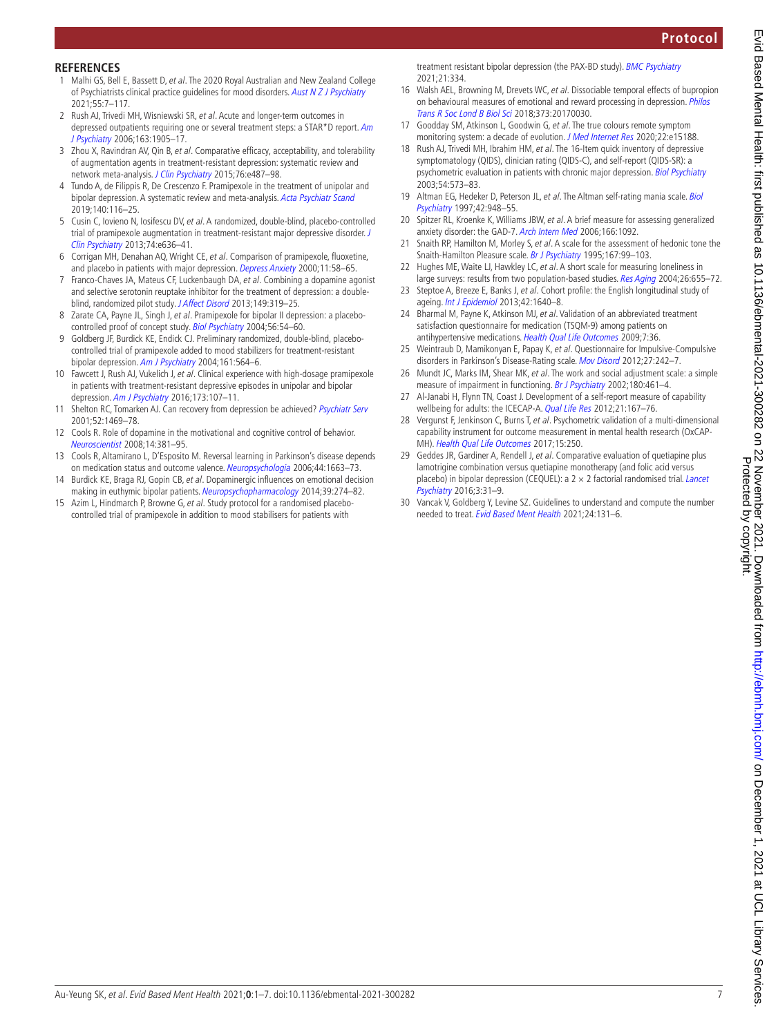## REFERENCES

1. Malhi GS, Bell E, Bassett D, *et al*. The 2020 Royal Australian and New Zealand College of Psychiatrists clinical practice guidelines for mood disorders. *Aust N Z J Psychiatry* 2021;55:7–117.
2. Rush AJ, Trivedi MH, Wisniewski SR, *et al*. Acute and longer-term outcomes in depressed outpatients requiring one or several treatment steps: a STAR*D report. *Am J Psychiatry* 2006;163:1905–17.
3. Zhou X, Ravindran AV, Qin B, *et al*. Comparative efficacy, acceptability, and tolerability of augmentation agents in treatment-resistant depression: systematic review and network meta-analysis. *J Clin Psychiatry* 2015;76:e487–98.
4. Tundo A, de Filippis R, De Crescenzo F. Pramipexole in the treatment of unipolar and bipolar depression. A systematic review and meta-analysis. *Acta Psychiatr Scand* 2019;140:116–25.
5. Cusin C, Iovieno N, Iosifescu DV, *et al*. A randomized, double-blind, placebo-controlled trial of pramipexole augmentation in treatment-resistant major depressive disorder. *J Clin Psychiatry* 2013;74:e636–41.
6. Corrigan MH, Denahan AQ, Wright CE, *et al*. Comparison of pramipexole, fluoxetine, and placebo in patients with major depression. *Depress Anxiety* 2000;11:58–65.
7. Franco-Chaves JA, Mateus CF, Luckenbaugh DA, *et al*. Combining a dopamine agonist and selective serotonin reuptake inhibitor for the treatment of depression: a double-blind, randomized pilot study. *J Affect Disord* 2013;149:319–25.
8. Zarate CA, Payne JL, Singh J, *et al*. Pramipexole for bipolar II depression: a placebo-controlled proof of concept study. *Biol Psychiatry* 2004;56:54–60.
9. Goldberg JF, Burdick KE, Endick CJ. Preliminary randomized, double-blind, placebo-controlled trial of pramipexole added to mood stabilizers for treatment-resistant bipolar depression. *Am J Psychiatry* 2004;161:564–6.
10. Fawcett J, Rush AJ, Vukelich J, *et al*. Clinical experience with high-dosage pramipexole in patients with treatment-resistant depressive episodes in unipolar and bipolar depression. *Am J Psychiatry* 2016;173:107–11.
11. Shelton RC, Tomarken AJ. Can recovery from depression be achieved? *Psychiatr Serv* 2001;52:1469–78.
12. Cools R. Role of dopamine in the motivational and cognitive control of behavior. *Neuroscientist* 2008;14:381–95.
13. Cools R, Altamirano L, D'Esposito M. Reversal learning in Parkinson's disease depends on medication status and outcome valence. *Neuropsychologia* 2006;44:1663–73.
14. Burdick KE, Braga RJ, Gopin CB, *et al*. Dopaminergic influences on emotional decision making in euthymic bipolar patients. *Neuropsychopharmacology* 2014;39:274–82.
15. Azim L, Hindmarch P, Browne G, *et al*. Study protocol for a randomised placebo-controlled trial of pramipexole in addition to mood stabilisers for patients with treatment resistant bipolar depression (the PAX-BD study). *BMC Psychiatry* 2021;21:334.
16. Walsh AEL, Browning M, Drevets WC, *et al*. Dissociable temporal effects of bupropion on behavioural measures of emotional and reward processing in depression. *Philos Trans R Soc Lond B Biol Sci* 2018;373:20170030.
17. Goodday SM, Atkinson L, Goodwin G, *et al*. The true colours remote symptom monitoring system: a decade of evolution. *J Med Internet Res* 2020;22:e15188.
18. Rush AJ, Trivedi MH, Ibrahim HM, *et al*. The 16-Item quick inventory of depressive symptomatology (QIDS), clinician rating (QIDS-C), and self-report (QIDS-SR): a psychometric evaluation in patients with chronic major depression. *Biol Psychiatry* 2003;54:573–83.
19. Altman EG, Hedeker D, Peterson JL, *et al*. The Altman self-rating mania scale. *Biol Psychiatry* 1997;42:948–55.
20. Spitzer RL, Kroenke K, Williams JBW, *et al*. A brief measure for assessing generalized anxiety disorder: the GAD-7. *Arch Intern Med* 2006;166:1092.
21. Snaith RP, Hamilton M, Morley S, *et al*. A scale for the assessment of hedonic tone the Snaith-Hamilton Pleasure scale. *Br J Psychiatry* 1995;167:99–103.
22. Hughes ME, Waite LJ, Hawkley LC, *et al*. A short scale for measuring loneliness in large surveys: results from two population-based studies. *Res Aging* 2004;26:655–72.
23. Steptoe A, Breeze E, Banks J, *et al*. Cohort profile: the English longitudinal study of ageing. *Int J Epidemiol* 2013;42:1640–8.
24. Bharmal M, Payne K, Atkinson MJ, *et al*. Validation of an abbreviated treatment satisfaction questionnaire for medication (TSQM-9) among patients on antihypertensive medications. *Health Qual Life Outcomes* 2009;7:36.
25. Weintraub D, Mamikonyan E, Papay K, *et al*. Questionnaire for Impulsive-Compulsive disorders in Parkinson's Disease-Rating scale. *Mov Disord* 2012;27:242–7.
26. Mundt JC, Marks IM, Shear MK, *et al*. The work and social adjustment scale: a simple measure of impairment in functioning. *Br J Psychiatry* 2002;180:461–4.
27. Al-Janabi H, Flynn TN, Coast J. Development of a self-report measure of capability wellbeing for adults: the ICECAP-A. *Qual Life Res* 2012;21:167–76.
28. Vergunst F, Jenkinson C, Burns T, *et al*. Psychometric validation of a multi-dimensional capability instrument for outcome measurement in mental health research (OxCAP-MH). *Health Qual Life Outcomes* 2017;15:250.
29. Geddes JR, Gardiner A, Rendell J, *et al*. Comparative evaluation of quetiapine plus lamotrigine combination versus quetiapine monotherapy (and folic acid versus placebo) in bipolar depression (CEQUEL): a 2 × 2 factorial randomised trial. *Lancet Psychiatry* 2016;3:31–9.
30. Vancak V, Goldberg Y, Levine SZ. Guidelines to understand and compute the number needed to treat. *Evid Based Ment Health* 2021;24:131–6.